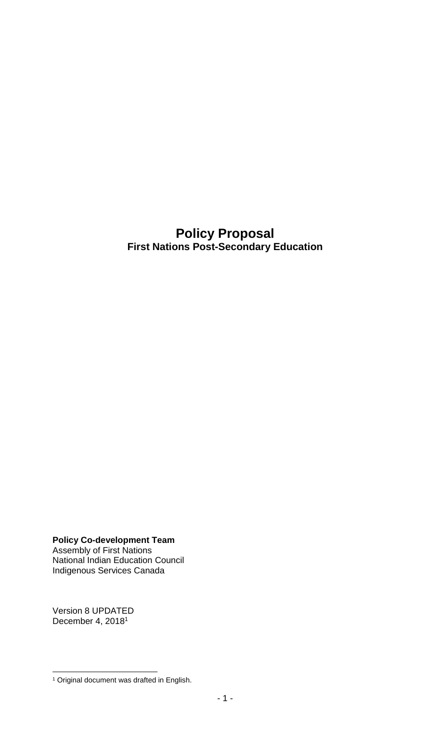# Policy Proposal

## First Nations Post-Secondary Education

**Policy Co-development Team**
Assembly of First Nations
National Indian Education Council
Indigenous Services Canada

Version 8 UPDATED
December 4, 2018[1]

[1] Original document was drafted in English.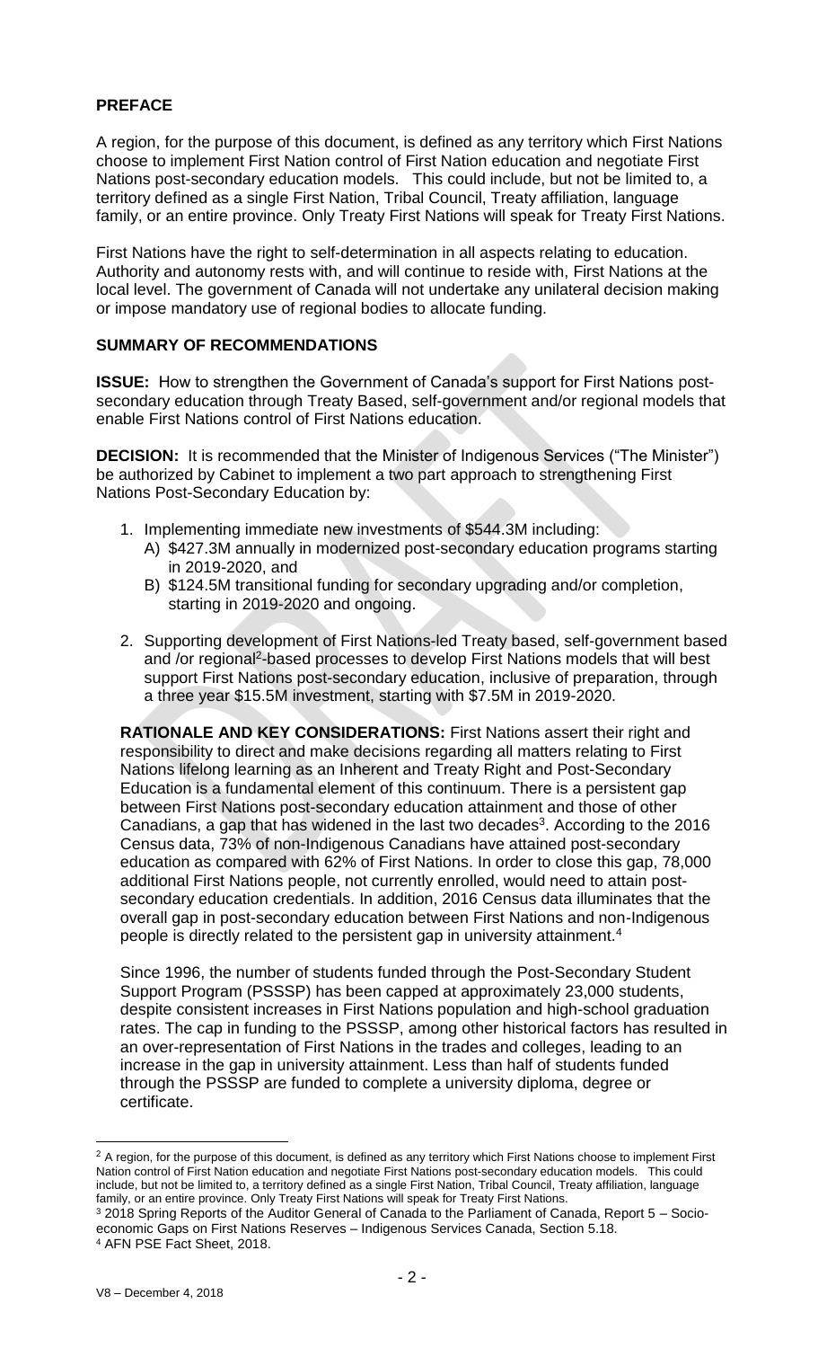## PREFACE

A region, for the purpose of this document, is defined as any territory which First Nations choose to implement First Nation control of First Nation education and negotiate First Nations post-secondary education models. This could include, but not be limited to, a territory defined as a single First Nation, Tribal Council, Treaty affiliation, language family, or an entire province. Only Treaty First Nations will speak for Treaty First Nations.

First Nations have the right to self-determination in all aspects relating to education. Authority and autonomy rests with, and will continue to reside with, First Nations at the local level. The government of Canada will not undertake any unilateral decision making or impose mandatory use of regional bodies to allocate funding.

## SUMMARY OF RECOMMENDATIONS

**ISSUE:** How to strengthen the Government of Canada's support for First Nations post-secondary education through Treaty Based, self-government and/or regional models that enable First Nations control of First Nations education.

**DECISION:** It is recommended that the Minister of Indigenous Services ("The Minister") be authorized by Cabinet to implement a two part approach to strengthening First Nations Post-Secondary Education by:

1. Implementing immediate new investments of $544.3M including:
   A) $427.3M annually in modernized post-secondary education programs starting in 2019-2020, and
   B) $124.5M transitional funding for secondary upgrading and/or completion, starting in 2019-2020 and ongoing.
2. Supporting development of First Nations-led Treaty based, self-government based and /or regional[2]-based processes to develop First Nations models that will best support First Nations post-secondary education, inclusive of preparation, through a three year $15.5M investment, starting with $7.5M in 2019-2020.

**RATIONALE AND KEY CONSIDERATIONS:** First Nations assert their right and responsibility to direct and make decisions regarding all matters relating to First Nations lifelong learning as an Inherent and Treaty Right and Post-Secondary Education is a fundamental element of this continuum. There is a persistent gap between First Nations post-secondary education attainment and those of other Canadians, a gap that has widened in the last two decades[3]. According to the 2016 Census data, 73% of non-Indigenous Canadians have attained post-secondary education as compared with 62% of First Nations. In order to close this gap, 78,000 additional First Nations people, not currently enrolled, would need to attain post-secondary education credentials. In addition, 2016 Census data illuminates that the overall gap in post-secondary education between First Nations and non-Indigenous people is directly related to the persistent gap in university attainment.[4]

Since 1996, the number of students funded through the Post-Secondary Student Support Program (PSSSP) has been capped at approximately 23,000 students, despite consistent increases in First Nations population and high-school graduation rates. The cap in funding to the PSSSP, among other historical factors has resulted in an over-representation of First Nations in the trades and colleges, leading to an increase in the gap in university attainment. Less than half of students funded through the PSSSP are funded to complete a university diploma, degree or certificate.

---

[2] A region, for the purpose of this document, is defined as any territory which First Nations choose to implement First Nation control of First Nation education and negotiate First Nations post-secondary education models. This could include, but not be limited to, a territory defined as a single First Nation, Tribal Council, Treaty affiliation, language family, or an entire province. Only Treaty First Nations will speak for Treaty First Nations.

[3] 2018 Spring Reports of the Auditor General of Canada to the Parliament of Canada, Report 5 – Socio-economic Gaps on First Nations Reserves – Indigenous Services Canada, Section 5.18.

[4] AFN PSE Fact Sheet, 2018.

V8 – December 4, 2018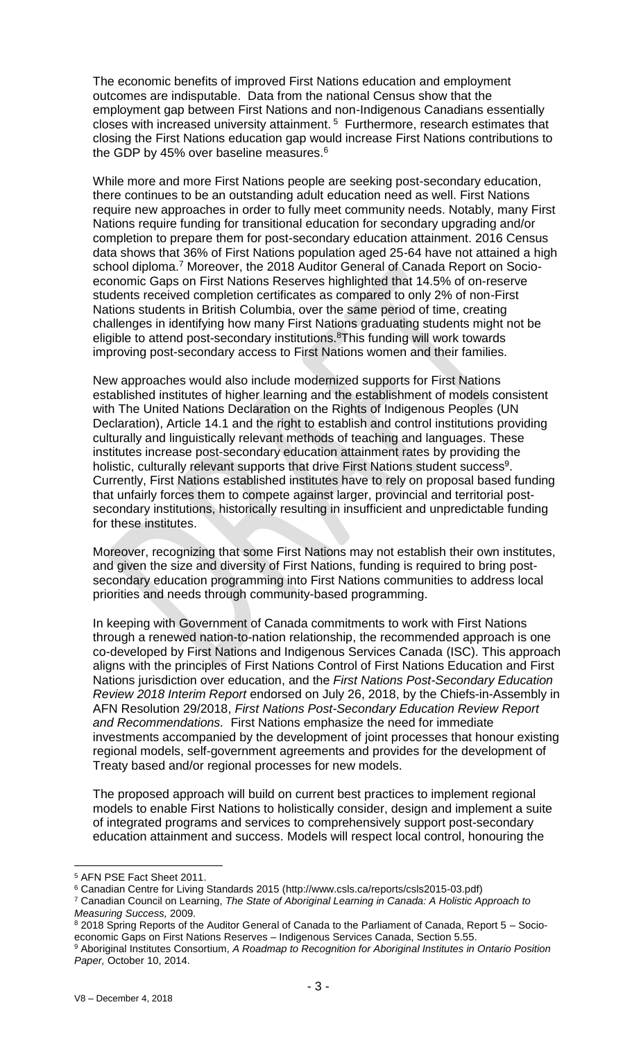The economic benefits of improved First Nations education and employment outcomes are indisputable. Data from the national Census show that the employment gap between First Nations and non-Indigenous Canadians essentially closes with increased university attainment.[5] Furthermore, research estimates that closing the First Nations education gap would increase First Nations contributions to the GDP by 45% over baseline measures.[6]

While more and more First Nations people are seeking post-secondary education, there continues to be an outstanding adult education need as well. First Nations require new approaches in order to fully meet community needs. Notably, many First Nations require funding for transitional education for secondary upgrading and/or completion to prepare them for post-secondary education attainment. 2016 Census data shows that 36% of First Nations population aged 25-64 have not attained a high school diploma.[7] Moreover, the 2018 Auditor General of Canada Report on Socio-economic Gaps on First Nations Reserves highlighted that 14.5% of on-reserve students received completion certificates as compared to only 2% of non-First Nations students in British Columbia, over the same period of time, creating challenges in identifying how many First Nations graduating students might not be eligible to attend post-secondary institutions.[8] This funding will work towards improving post-secondary access to First Nations women and their families.

New approaches would also include modernized supports for First Nations established institutes of higher learning and the establishment of models consistent with The United Nations Declaration on the Rights of Indigenous Peoples (UN Declaration), Article 14.1 and the right to establish and control institutions providing culturally and linguistically relevant methods of teaching and languages. These institutes increase post-secondary education attainment rates by providing the holistic, culturally relevant supports that drive First Nations student success[9]. Currently, First Nations established institutes have to rely on proposal based funding that unfairly forces them to compete against larger, provincial and territorial post-secondary institutions, historically resulting in insufficient and unpredictable funding for these institutes.

Moreover, recognizing that some First Nations may not establish their own institutes, and given the size and diversity of First Nations, funding is required to bring post-secondary education programming into First Nations communities to address local priorities and needs through community-based programming.

In keeping with Government of Canada commitments to work with First Nations through a renewed nation-to-nation relationship, the recommended approach is one co-developed by First Nations and Indigenous Services Canada (ISC). This approach aligns with the principles of First Nations Control of First Nations Education and First Nations jurisdiction over education, and the *First Nations Post-Secondary Education Review 2018 Interim Report* endorsed on July 26, 2018, by the Chiefs-in-Assembly in AFN Resolution 29/2018, *First Nations Post-Secondary Education Review Report and Recommendations.* First Nations emphasize the need for immediate investments accompanied by the development of joint processes that honour existing regional models, self-government agreements and provides for the development of Treaty based and/or regional processes for new models.

The proposed approach will build on current best practices to implement regional models to enable First Nations to holistically consider, design and implement a suite of integrated programs and services to comprehensively support post-secondary education attainment and success. Models will respect local control, honouring the

---

[5] AFN PSE Fact Sheet 2011.

[6] Canadian Centre for Living Standards 2015 (http://www.csls.ca/reports/csls2015-03.pdf)

[7] Canadian Council on Learning, *The State of Aboriginal Learning in Canada: A Holistic Approach to Measuring Success,* 2009.

[8] 2018 Spring Reports of the Auditor General of Canada to the Parliament of Canada, Report 5 – Socio-economic Gaps on First Nations Reserves – Indigenous Services Canada, Section 5.55.

[9] Aboriginal Institutes Consortium, *A Roadmap to Recognition for Aboriginal Institutes in Ontario Position Paper,* October 10, 2014.

V8 – December 4, 2018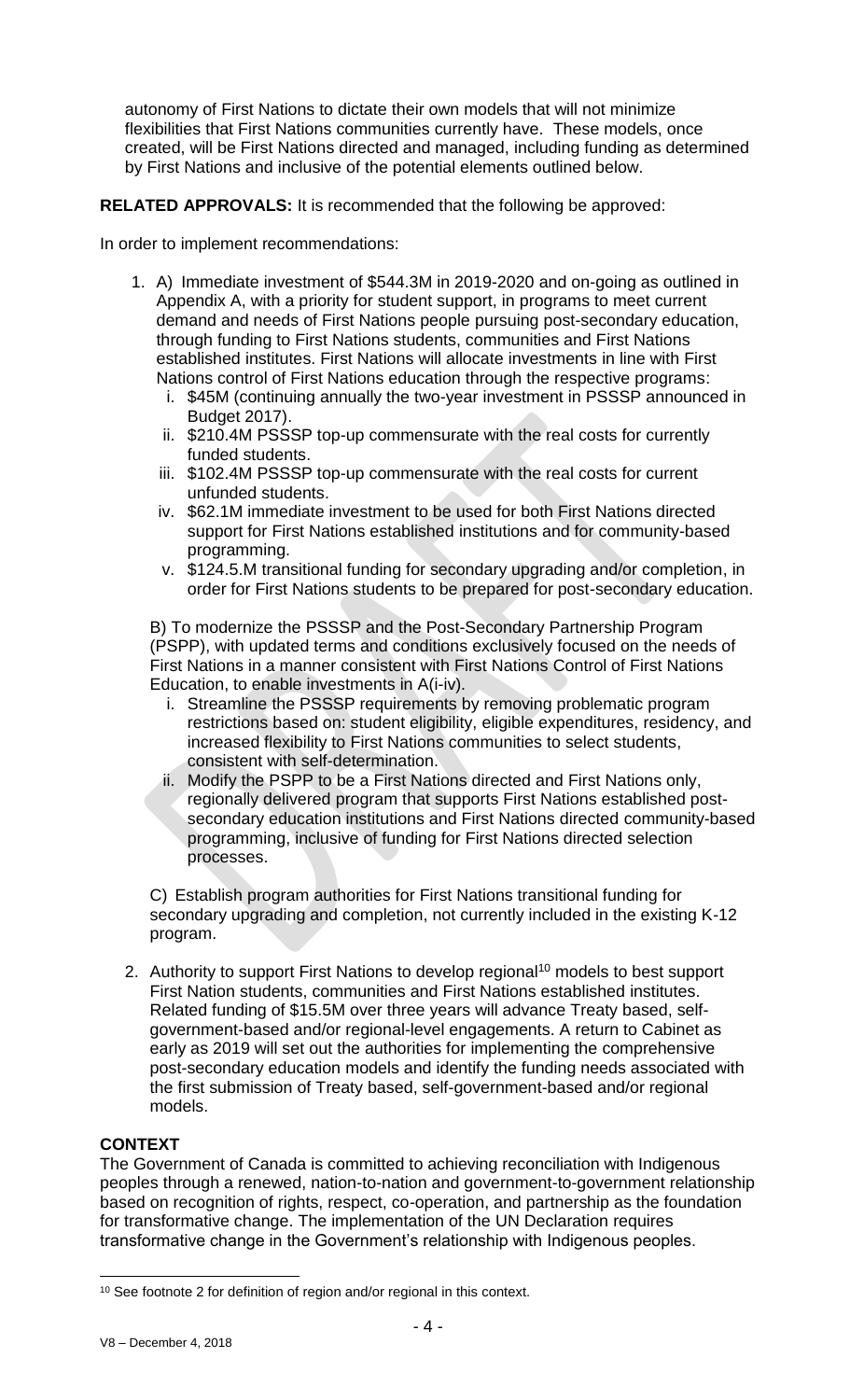autonomy of First Nations to dictate their own models that will not minimize flexibilities that First Nations communities currently have. These models, once created, will be First Nations directed and managed, including funding as determined by First Nations and inclusive of the potential elements outlined below.

**RELATED APPROVALS:** It is recommended that the following be approved:

In order to implement recommendations:

1. A) Immediate investment of $544.3M in 2019-2020 and on-going as outlined in Appendix A, with a priority for student support, in programs to meet current demand and needs of First Nations people pursuing post-secondary education, through funding to First Nations students, communities and First Nations established institutes. First Nations will allocate investments in line with First Nations control of First Nations education through the respective programs:
   i. $45M (continuing annually the two-year investment in PSSSP announced in Budget 2017).
   ii. $210.4M PSSSP top-up commensurate with the real costs for currently funded students.
   iii. $102.4M PSSSP top-up commensurate with the real costs for current unfunded students.
   iv. $62.1M immediate investment to be used for both First Nations directed support for First Nations established institutions and for community-based programming.
   v. $124.5.M transitional funding for secondary upgrading and/or completion, in order for First Nations students to be prepared for post-secondary education.

   B) To modernize the PSSSP and the Post-Secondary Partnership Program (PSPP), with updated terms and conditions exclusively focused on the needs of First Nations in a manner consistent with First Nations Control of First Nations Education, to enable investments in A(i-iv).
   i. Streamline the PSSSP requirements by removing problematic program restrictions based on: student eligibility, eligible expenditures, residency, and increased flexibility to First Nations communities to select students, consistent with self-determination.
   ii. Modify the PSPP to be a First Nations directed and First Nations only, regionally delivered program that supports First Nations established post-secondary education institutions and First Nations directed community-based programming, inclusive of funding for First Nations directed selection processes.

   C) Establish program authorities for First Nations transitional funding for secondary upgrading and completion, not currently included in the existing K-12 program.

2. Authority to support First Nations to develop regional[10] models to best support First Nation students, communities and First Nations established institutes. Related funding of $15.5M over three years will advance Treaty based, self-government-based and/or regional-level engagements. A return to Cabinet as early as 2019 will set out the authorities for implementing the comprehensive post-secondary education models and identify the funding needs associated with the first submission of Treaty based, self-government-based and/or regional models.

**CONTEXT**

The Government of Canada is committed to achieving reconciliation with Indigenous peoples through a renewed, nation-to-nation and government-to-government relationship based on recognition of rights, respect, co-operation, and partnership as the foundation for transformative change. The implementation of the UN Declaration requires transformative change in the Government's relationship with Indigenous peoples.

[10] See footnote 2 for definition of region and/or regional in this context.

V8 – December 4, 2018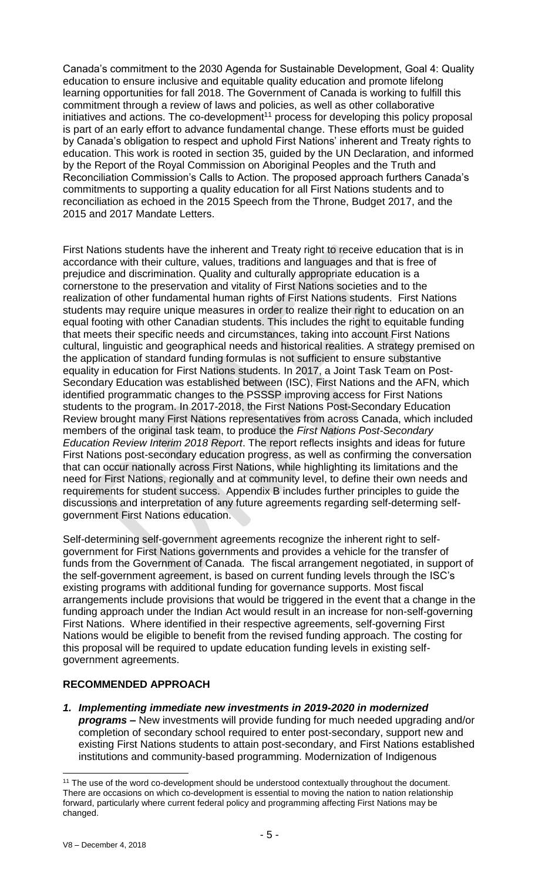Canada's commitment to the 2030 Agenda for Sustainable Development, Goal 4: Quality education to ensure inclusive and equitable quality education and promote lifelong learning opportunities for fall 2018. The Government of Canada is working to fulfill this commitment through a review of laws and policies, as well as other collaborative initiatives and actions. The co-development[11] process for developing this policy proposal is part of an early effort to advance fundamental change. These efforts must be guided by Canada's obligation to respect and uphold First Nations' inherent and Treaty rights to education. This work is rooted in section 35, guided by the UN Declaration, and informed by the Report of the Royal Commission on Aboriginal Peoples and the Truth and Reconciliation Commission's Calls to Action. The proposed approach furthers Canada's commitments to supporting a quality education for all First Nations students and to reconciliation as echoed in the 2015 Speech from the Throne, Budget 2017, and the 2015 and 2017 Mandate Letters.

First Nations students have the inherent and Treaty right to receive education that is in accordance with their culture, values, traditions and languages and that is free of prejudice and discrimination. Quality and culturally appropriate education is a cornerstone to the preservation and vitality of First Nations societies and to the realization of other fundamental human rights of First Nations students. First Nations students may require unique measures in order to realize their right to education on an equal footing with other Canadian students. This includes the right to equitable funding that meets their specific needs and circumstances, taking into account First Nations cultural, linguistic and geographical needs and historical realities. A strategy premised on the application of standard funding formulas is not sufficient to ensure substantive equality in education for First Nations students. In 2017, a Joint Task Team on Post-Secondary Education was established between (ISC), First Nations and the AFN, which identified programmatic changes to the PSSSP improving access for First Nations students to the program. In 2017-2018, the First Nations Post-Secondary Education Review brought many First Nations representatives from across Canada, which included members of the original task team, to produce the *First Nations Post-Secondary Education Review Interim 2018 Report*. The report reflects insights and ideas for future First Nations post-secondary education progress, as well as confirming the conversation that can occur nationally across First Nations, while highlighting its limitations and the need for First Nations, regionally and at community level, to define their own needs and requirements for student success. Appendix B includes further principles to guide the discussions and interpretation of any future agreements regarding self-determing self-government First Nations education.

Self-determining self-government agreements recognize the inherent right to self-government for First Nations governments and provides a vehicle for the transfer of funds from the Government of Canada. The fiscal arrangement negotiated, in support of the self-government agreement, is based on current funding levels through the ISC's existing programs with additional funding for governance supports. Most fiscal arrangements include provisions that would be triggered in the event that a change in the funding approach under the Indian Act would result in an increase for non-self-governing First Nations. Where identified in their respective agreements, self-governing First Nations would be eligible to benefit from the revised funding approach. The costing for this proposal will be required to update education funding levels in existing self-government agreements.

**RECOMMENDED APPROACH**

1. ***Implementing immediate new investments in 2019-2020 in modernized programs –*** New investments will provide funding for much needed upgrading and/or completion of secondary school required to enter post-secondary, support new and existing First Nations students to attain post-secondary, and First Nations established institutions and community-based programming. Modernization of Indigenous

[11] The use of the word co-development should be understood contextually throughout the document. There are occasions on which co-development is essential to moving the nation to nation relationship forward, particularly where current federal policy and programming affecting First Nations may be changed.

V8 – December 4, 2018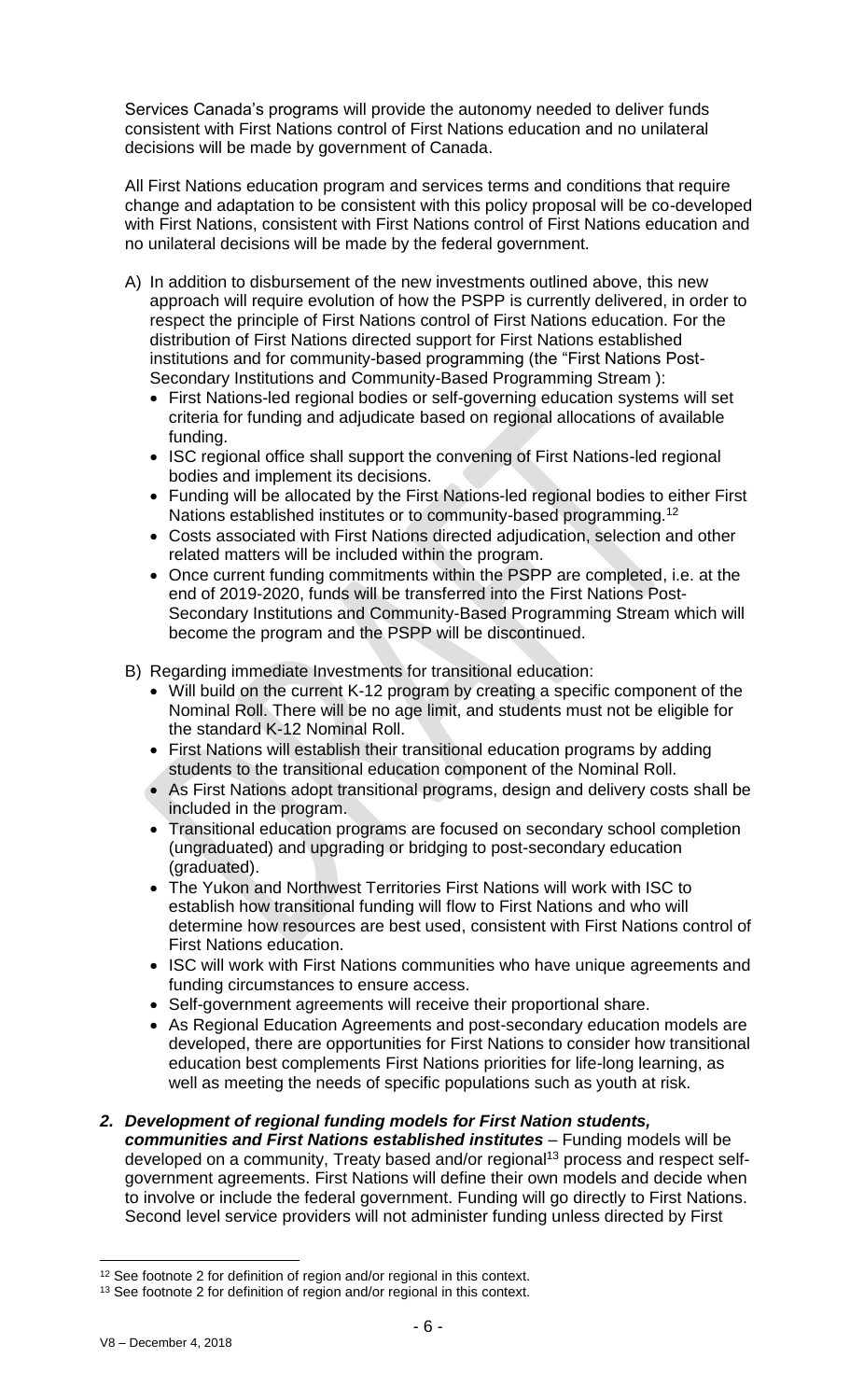Services Canada's programs will provide the autonomy needed to deliver funds consistent with First Nations control of First Nations education and no unilateral decisions will be made by government of Canada.

All First Nations education program and services terms and conditions that require change and adaptation to be consistent with this policy proposal will be co-developed with First Nations, consistent with First Nations control of First Nations education and no unilateral decisions will be made by the federal government.

A) In addition to disbursement of the new investments outlined above, this new approach will require evolution of how the PSPP is currently delivered, in order to respect the principle of First Nations control of First Nations education. For the distribution of First Nations directed support for First Nations established institutions and for community-based programming (the "First Nations Post-Secondary Institutions and Community-Based Programming Stream ):
   - First Nations-led regional bodies or self-governing education systems will set criteria for funding and adjudicate based on regional allocations of available funding.
   - ISC regional office shall support the convening of First Nations-led regional bodies and implement its decisions.
   - Funding will be allocated by the First Nations-led regional bodies to either First Nations established institutes or to community-based programming.[12]
   - Costs associated with First Nations directed adjudication, selection and other related matters will be included within the program.
   - Once current funding commitments within the PSPP are completed, i.e. at the end of 2019-2020, funds will be transferred into the First Nations Post-Secondary Institutions and Community-Based Programming Stream which will become the program and the PSPP will be discontinued.

B) Regarding immediate Investments for transitional education:
   - Will build on the current K-12 program by creating a specific component of the Nominal Roll. There will be no age limit, and students must not be eligible for the standard K-12 Nominal Roll.
   - First Nations will establish their transitional education programs by adding students to the transitional education component of the Nominal Roll.
   - As First Nations adopt transitional programs, design and delivery costs shall be included in the program.
   - Transitional education programs are focused on secondary school completion (ungraduated) and upgrading or bridging to post-secondary education (graduated).
   - The Yukon and Northwest Territories First Nations will work with ISC to establish how transitional funding will flow to First Nations and who will determine how resources are best used, consistent with First Nations control of First Nations education.
   - ISC will work with First Nations communities who have unique agreements and funding circumstances to ensure access.
   - Self-government agreements will receive their proportional share.
   - As Regional Education Agreements and post-secondary education models are developed, there are opportunities for First Nations to consider how transitional education best complements First Nations priorities for life-long learning, as well as meeting the needs of specific populations such as youth at risk.

***2. Development of regional funding models for First Nation students, communities and First Nations established institutes*** – Funding models will be developed on a community, Treaty based and/or regional[13] process and respect self-government agreements. First Nations will define their own models and decide when to involve or include the federal government. Funding will go directly to First Nations. Second level service providers will not administer funding unless directed by First

---

[12] See footnote 2 for definition of region and/or regional in this context.

[13] See footnote 2 for definition of region and/or regional in this context.

V8 – December 4, 2018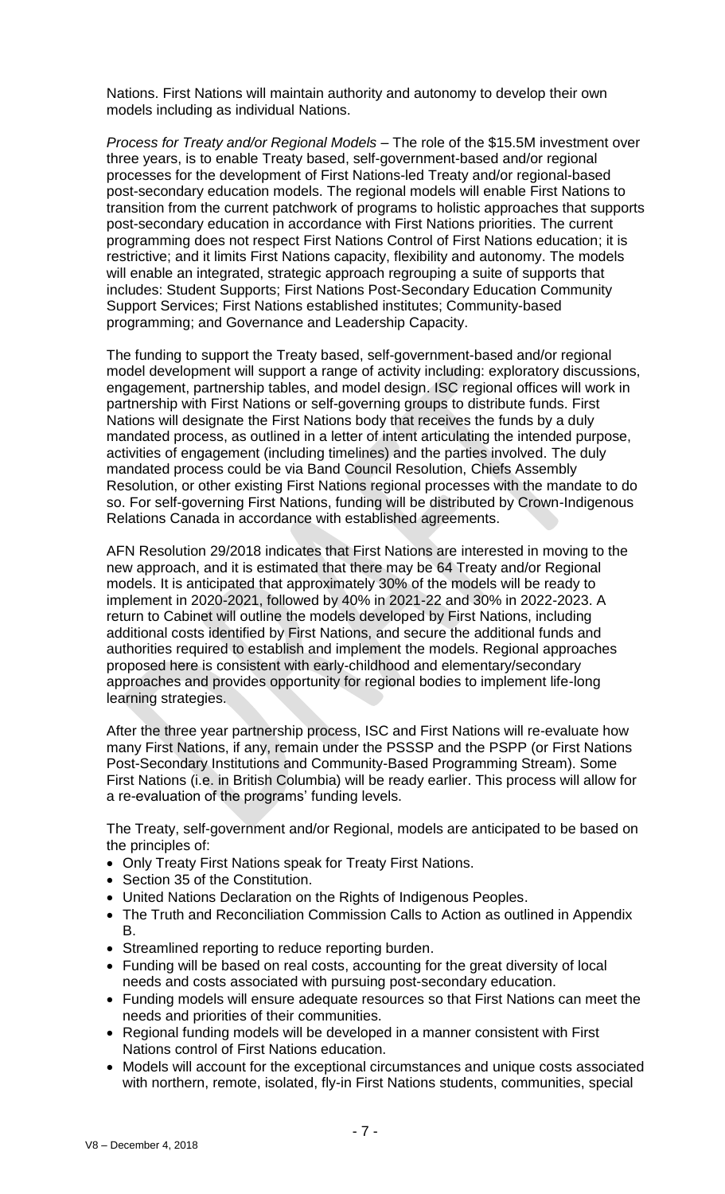Nations. First Nations will maintain authority and autonomy to develop their own models including as individual Nations.

*Process for Treaty and/or Regional Models* – The role of the $15.5M investment over three years, is to enable Treaty based, self-government-based and/or regional processes for the development of First Nations-led Treaty and/or regional-based post-secondary education models. The regional models will enable First Nations to transition from the current patchwork of programs to holistic approaches that supports post-secondary education in accordance with First Nations priorities. The current programming does not respect First Nations Control of First Nations education; it is restrictive; and it limits First Nations capacity, flexibility and autonomy. The models will enable an integrated, strategic approach regrouping a suite of supports that includes: Student Supports; First Nations Post-Secondary Education Community Support Services; First Nations established institutes; Community-based programming; and Governance and Leadership Capacity.

The funding to support the Treaty based, self-government-based and/or regional model development will support a range of activity including: exploratory discussions, engagement, partnership tables, and model design. ISC regional offices will work in partnership with First Nations or self-governing groups to distribute funds. First Nations will designate the First Nations body that receives the funds by a duly mandated process, as outlined in a letter of intent articulating the intended purpose, activities of engagement (including timelines) and the parties involved. The duly mandated process could be via Band Council Resolution, Chiefs Assembly Resolution, or other existing First Nations regional processes with the mandate to do so. For self-governing First Nations, funding will be distributed by Crown-Indigenous Relations Canada in accordance with established agreements.

AFN Resolution 29/2018 indicates that First Nations are interested in moving to the new approach, and it is estimated that there may be 64 Treaty and/or Regional models. It is anticipated that approximately 30% of the models will be ready to implement in 2020-2021, followed by 40% in 2021-22 and 30% in 2022-2023. A return to Cabinet will outline the models developed by First Nations, including additional costs identified by First Nations, and secure the additional funds and authorities required to establish and implement the models. Regional approaches proposed here is consistent with early-childhood and elementary/secondary approaches and provides opportunity for regional bodies to implement life-long learning strategies.

After the three year partnership process, ISC and First Nations will re-evaluate how many First Nations, if any, remain under the PSSSP and the PSPP (or First Nations Post-Secondary Institutions and Community-Based Programming Stream). Some First Nations (i.e. in British Columbia) will be ready earlier. This process will allow for a re-evaluation of the programs' funding levels.

The Treaty, self-government and/or Regional, models are anticipated to be based on the principles of:

- Only Treaty First Nations speak for Treaty First Nations.
- Section 35 of the Constitution.
- United Nations Declaration on the Rights of Indigenous Peoples.
- The Truth and Reconciliation Commission Calls to Action as outlined in Appendix B.
- Streamlined reporting to reduce reporting burden.
- Funding will be based on real costs, accounting for the great diversity of local needs and costs associated with pursuing post-secondary education.
- Funding models will ensure adequate resources so that First Nations can meet the needs and priorities of their communities.
- Regional funding models will be developed in a manner consistent with First Nations control of First Nations education.
- Models will account for the exceptional circumstances and unique costs associated with northern, remote, isolated, fly-in First Nations students, communities, special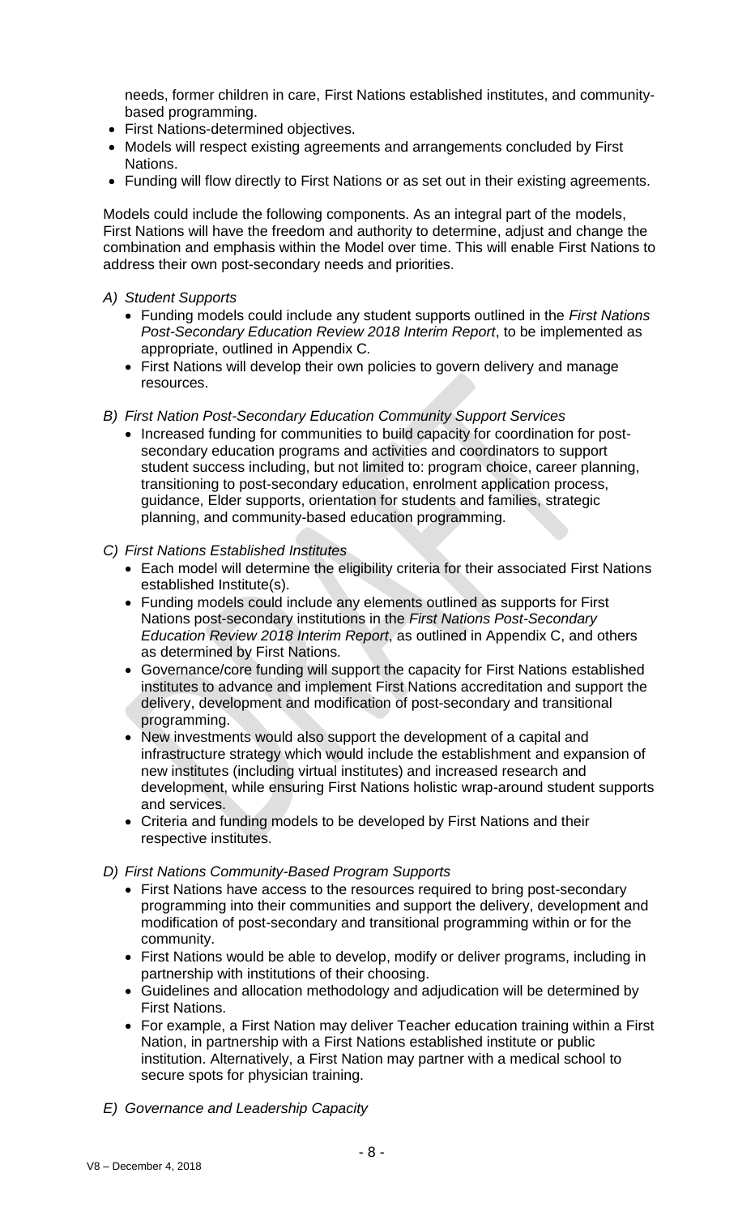needs, former children in care, First Nations established institutes, and community-based programming.

- First Nations-determined objectives.
- Models will respect existing agreements and arrangements concluded by First Nations.
- Funding will flow directly to First Nations or as set out in their existing agreements.

Models could include the following components. As an integral part of the models, First Nations will have the freedom and authority to determine, adjust and change the combination and emphasis within the Model over time. This will enable First Nations to address their own post-secondary needs and priorities.

*A) Student Supports*

- Funding models could include any student supports outlined in the *First Nations Post-Secondary Education Review 2018 Interim Report*, to be implemented as appropriate, outlined in Appendix C.
- First Nations will develop their own policies to govern delivery and manage resources.

*B) First Nation Post-Secondary Education Community Support Services*

- Increased funding for communities to build capacity for coordination for post-secondary education programs and activities and coordinators to support student success including, but not limited to: program choice, career planning, transitioning to post-secondary education, enrolment application process, guidance, Elder supports, orientation for students and families, strategic planning, and community-based education programming.

*C) First Nations Established Institutes*

- Each model will determine the eligibility criteria for their associated First Nations established Institute(s).
- Funding models could include any elements outlined as supports for First Nations post-secondary institutions in the *First Nations Post-Secondary Education Review 2018 Interim Report*, as outlined in Appendix C, and others as determined by First Nations.
- Governance/core funding will support the capacity for First Nations established institutes to advance and implement First Nations accreditation and support the delivery, development and modification of post-secondary and transitional programming.
- New investments would also support the development of a capital and infrastructure strategy which would include the establishment and expansion of new institutes (including virtual institutes) and increased research and development, while ensuring First Nations holistic wrap-around student supports and services.
- Criteria and funding models to be developed by First Nations and their respective institutes.

*D) First Nations Community-Based Program Supports*

- First Nations have access to the resources required to bring post-secondary programming into their communities and support the delivery, development and modification of post-secondary and transitional programming within or for the community.
- First Nations would be able to develop, modify or deliver programs, including in partnership with institutions of their choosing.
- Guidelines and allocation methodology and adjudication will be determined by First Nations.
- For example, a First Nation may deliver Teacher education training within a First Nation, in partnership with a First Nations established institute or public institution. Alternatively, a First Nation may partner with a medical school to secure spots for physician training.

*E) Governance and Leadership Capacity*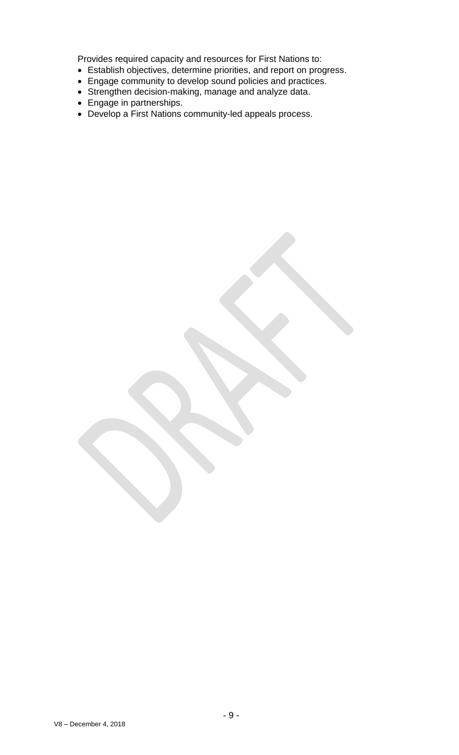Provides required capacity and resources for First Nations to:

- Establish objectives, determine priorities, and report on progress.
- Engage community to develop sound policies and practices.
- Strengthen decision-making, manage and analyze data.
- Engage in partnerships.
- Develop a First Nations community-led appeals process.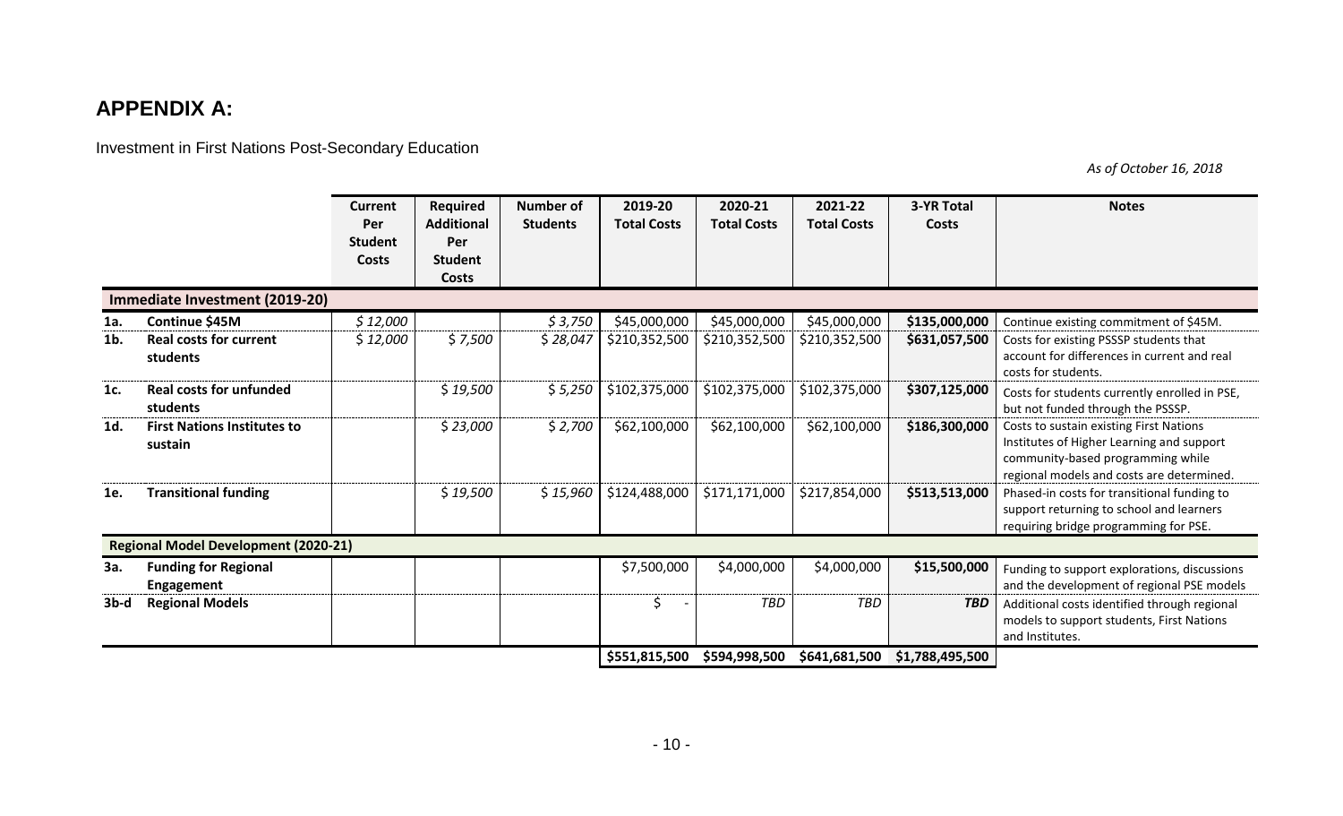## APPENDIX A:

Investment in First Nations Post-Secondary Education

*As of October 16, 2018*

| | | Current Per Student Costs | Required Additional Per Student Costs | Number of Students | 2019-20 Total Costs | 2020-21 Total Costs | 2021-22 Total Costs | 3-YR Total Costs | Notes |
|---|---|---|---|---|---|---|---|---|---|
| **Immediate Investment (2019-20)** | | | | | | | | | |
| **1a.** | **Continue $45M** | *$ 12,000* | | *$ 3,750* | $45,000,000 | $45,000,000 | $45,000,000 | **$135,000,000** | Continue existing commitment of $45M. |
| **1b.** | **Real costs for current students** | *$ 12,000* | *$ 7,500* | *$ 28,047* | $210,352,500 | $210,352,500 | $210,352,500 | **$631,057,500** | Costs for existing PSSSP students that account for differences in current and real costs for students. |
| **1c.** | **Real costs for unfunded students** | | *$ 19,500* | *$ 5,250* | $102,375,000 | $102,375,000 | $102,375,000 | **$307,125,000** | Costs for students currently enrolled in PSE, but not funded through the PSSSP. |
| **1d.** | **First Nations Institutes to sustain** | | *$ 23,000* | *$ 2,700* | $62,100,000 | $62,100,000 | $62,100,000 | **$186,300,000** | Costs to sustain existing First Nations Institutes of Higher Learning and support community-based programming while regional models and costs are determined. |
| **1e.** | **Transitional funding** | | *$ 19,500* | *$ 15,960* | $124,488,000 | $171,171,000 | $217,854,000 | **$513,513,000** | Phased-in costs for transitional funding to support returning to school and learners requiring bridge programming for PSE. |
| **Regional Model Development (2020-21)** | | | | | | | | | |
| **3a.** | **Funding for Regional Engagement** | | | | $7,500,000 | $4,000,000 | $4,000,000 | **$15,500,000** | Funding to support explorations, discussions and the development of regional PSE models |
| **3b-d** | **Regional Models** | | | | $ - | *TBD* | *TBD* | ***TBD*** | Additional costs identified through regional models to support students, First Nations and Institutes. |
| | | | | | **$551,815,500** | **$594,998,500** | **$641,681,500** | **$1,788,495,500** | |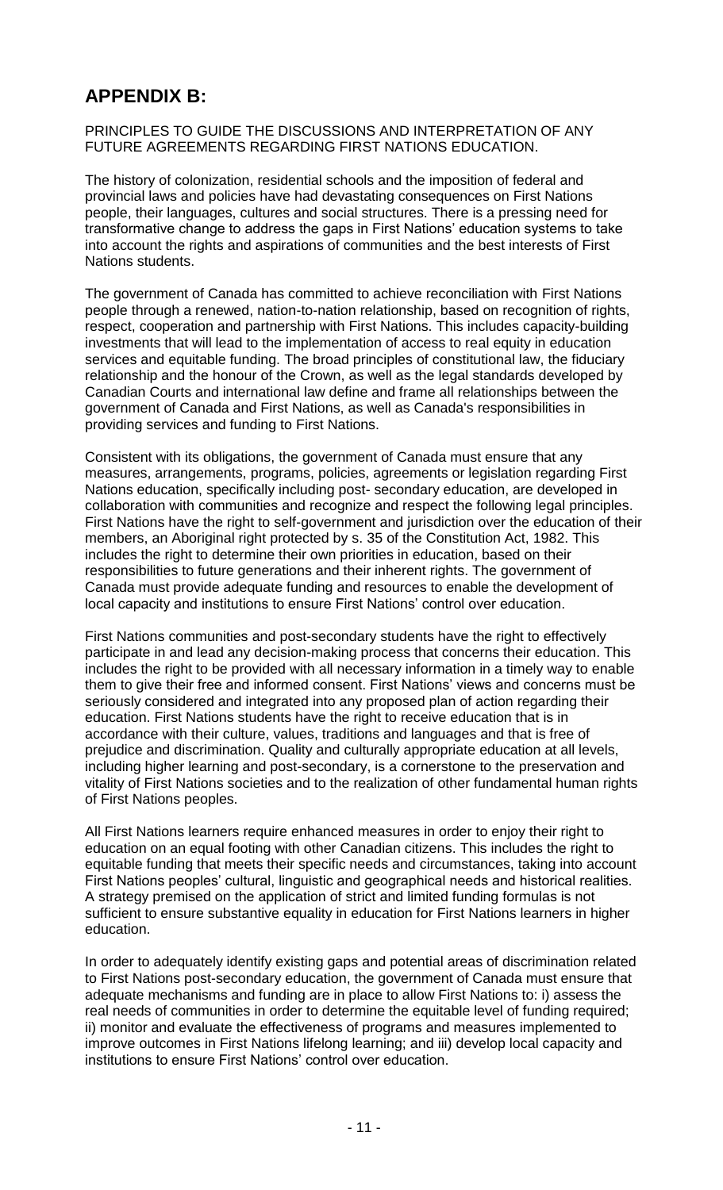# APPENDIX B:

PRINCIPLES TO GUIDE THE DISCUSSIONS AND INTERPRETATION OF ANY FUTURE AGREEMENTS REGARDING FIRST NATIONS EDUCATION.

The history of colonization, residential schools and the imposition of federal and provincial laws and policies have had devastating consequences on First Nations people, their languages, cultures and social structures. There is a pressing need for transformative change to address the gaps in First Nations' education systems to take into account the rights and aspirations of communities and the best interests of First Nations students.

The government of Canada has committed to achieve reconciliation with First Nations people through a renewed, nation-to-nation relationship, based on recognition of rights, respect, cooperation and partnership with First Nations. This includes capacity-building investments that will lead to the implementation of access to real equity in education services and equitable funding. The broad principles of constitutional law, the fiduciary relationship and the honour of the Crown, as well as the legal standards developed by Canadian Courts and international law define and frame all relationships between the government of Canada and First Nations, as well as Canada's responsibilities in providing services and funding to First Nations.

Consistent with its obligations, the government of Canada must ensure that any measures, arrangements, programs, policies, agreements or legislation regarding First Nations education, specifically including post- secondary education, are developed in collaboration with communities and recognize and respect the following legal principles. First Nations have the right to self-government and jurisdiction over the education of their members, an Aboriginal right protected by s. 35 of the Constitution Act, 1982. This includes the right to determine their own priorities in education, based on their responsibilities to future generations and their inherent rights. The government of Canada must provide adequate funding and resources to enable the development of local capacity and institutions to ensure First Nations' control over education.

First Nations communities and post-secondary students have the right to effectively participate in and lead any decision-making process that concerns their education. This includes the right to be provided with all necessary information in a timely way to enable them to give their free and informed consent. First Nations' views and concerns must be seriously considered and integrated into any proposed plan of action regarding their education. First Nations students have the right to receive education that is in accordance with their culture, values, traditions and languages and that is free of prejudice and discrimination. Quality and culturally appropriate education at all levels, including higher learning and post-secondary, is a cornerstone to the preservation and vitality of First Nations societies and to the realization of other fundamental human rights of First Nations peoples.

All First Nations learners require enhanced measures in order to enjoy their right to education on an equal footing with other Canadian citizens. This includes the right to equitable funding that meets their specific needs and circumstances, taking into account First Nations peoples' cultural, linguistic and geographical needs and historical realities. A strategy premised on the application of strict and limited funding formulas is not sufficient to ensure substantive equality in education for First Nations learners in higher education.

In order to adequately identify existing gaps and potential areas of discrimination related to First Nations post-secondary education, the government of Canada must ensure that adequate mechanisms and funding are in place to allow First Nations to: i) assess the real needs of communities in order to determine the equitable level of funding required; ii) monitor and evaluate the effectiveness of programs and measures implemented to improve outcomes in First Nations lifelong learning; and iii) develop local capacity and institutions to ensure First Nations' control over education.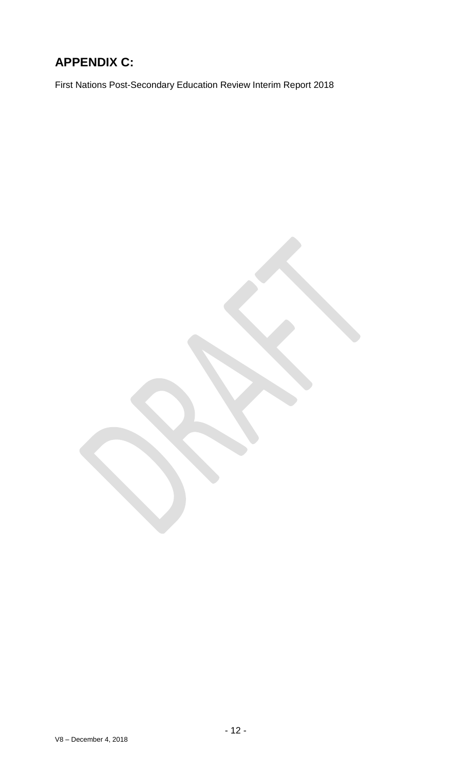## APPENDIX C:

First Nations Post-Secondary Education Review Interim Report 2018